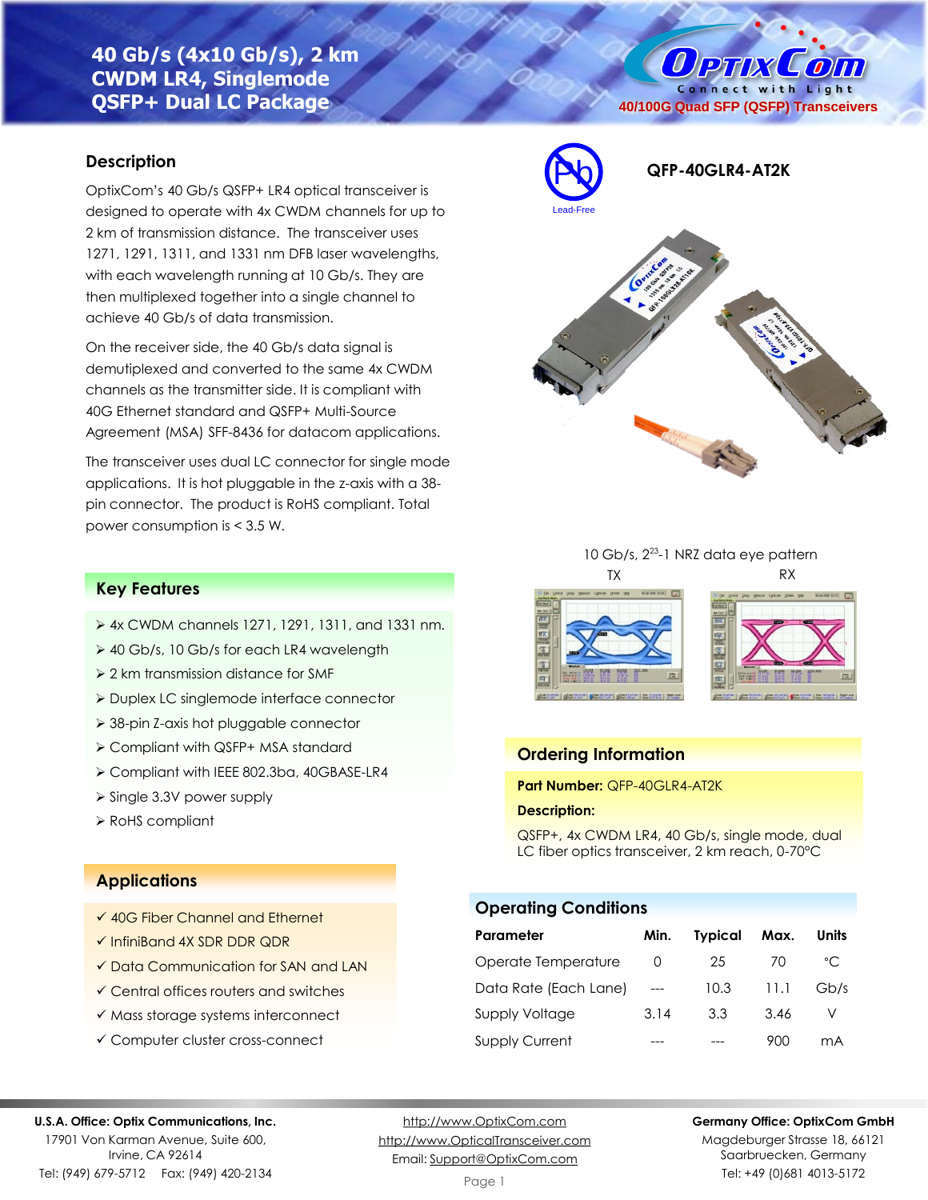# 40 Gb/s (4x10 Gb/s), 2 km CWDM LR4, Singlemode QSFP+ Dual LC Package

40/100G Quad SFP (QSFP) Transceivers

**QFP-40GLR4-AT2K**

Lead-Free

## Description

OptixCom's 40 Gb/s QSFP+ LR4 optical transceiver is designed to operate with 4x CWDM channels for up to 2 km of transmission distance. The transceiver uses 1271, 1291, 1311, and 1331 nm DFB laser wavelengths, with each wavelength running at 10 Gb/s. They are then multiplexed together into a single channel to achieve 40 Gb/s of data transmission.

On the receiver side, the 40 Gb/s data signal is demultiplexed and converted to the same 4x CWDM channels as the transmitter side. It is compliant with 40G Ethernet standard and QSFP+ Multi-Source Agreement (MSA) SFF-8436 for datacom applications.

The transceiver uses dual LC connector for single mode applications. It is hot pluggable in the z-axis with a 38-pin connector. The product is RoHS compliant. Total power consumption is < 3.5 W.

10 Gb/s, $2^{23}$-1 NRZ data eye pattern

TX RX

## Key Features

- 4x CWDM channels 1271, 1291, 1311, and 1331 nm.
- 40 Gb/s, 10 Gb/s for each LR4 wavelength
- 2 km transmission distance for SMF
- Duplex LC singlemode interface connector
- 38-pin Z-axis hot pluggable connector
- Compliant with QSFP+ MSA standard
- Compliant with IEEE 802.3ba, 40GBASE-LR4
- Single 3.3V power supply
- RoHS compliant

## Applications

- ✓ 40G Fiber Channel and Ethernet
- ✓ InfiniBand 4X SDR DDR QDR
- ✓ Data Communication for SAN and LAN
- ✓ Central offices routers and switches
- ✓ Mass storage systems interconnect
- ✓ Computer cluster cross-connect

## Ordering Information

**Part Number:** QFP-40GLR4-AT2K

**Description:**

QSFP+, 4x CWDM LR4, 40 Gb/s, single mode, dual LC fiber optics transceiver, 2 km reach, 0-70°C

## Operating Conditions

| Parameter | Min. | Typical | Max. | Units |
|---|---|---|---|---|
| Operate Temperature | 0 | 25 | 70 | °C |
| Data Rate (Each Lane) | --- | 10.3 | 11.1 | Gb/s |
| Supply Voltage | 3.14 | 3.3 | 3.46 | V |
| Supply Current | --- | --- | 900 | mA |

**U.S.A. Office: Optix Communications, Inc.**
17901 Von Karman Avenue, Suite 600,
Irvine, CA 92614
Tel: (949) 679-5712 Fax: (949) 420-2134

http://www.OptixCom.com
http://www.OpticalTransceiver.com
Email: Support@OptixCom.com

**Germany Office: OptixCom GmbH**
Magdeburger Strasse 18, 66121
Saarbruecken, Germany
Tel: +49 (0)681 4013-5172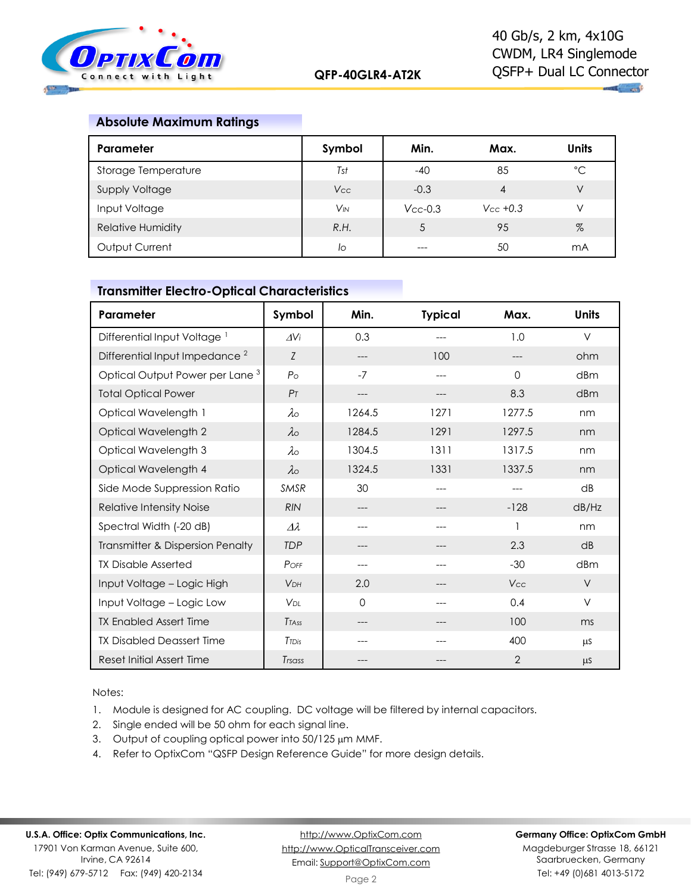## Absolute Maximum Ratings

| Parameter | Symbol | Min. | Max. | Units |
|---|---|---|---|---|
| Storage Temperature | $T_{st}$ | -40 | 85 | °C |
| Supply Voltage | $V_{CC}$ | -0.3 | 4 | V |
| Input Voltage | $V_{IN}$ | $V_{CC}$-0.3 | $V_{CC}$ +0.3 | V |
| Relative Humidity | R.H. | 5 | 95 | % |
| Output Current | $I_O$ | --- | 50 | mA |

## Transmitter Electro-Optical Characteristics

| Parameter | Symbol | Min. | Typical | Max. | Units |
|---|---|---|---|---|---|
| Differential Input Voltage [1] | $\Delta V_i$ | 0.3 | --- | 1.0 | V |
| Differential Input Impedance [2] | $Z$ | --- | 100 | --- | ohm |
| Optical Output Power per Lane [3] | $P_O$ | -7 | --- | 0 | dBm |
| Total Optical Power | $P_T$ | --- | --- | 8.3 | dBm |
| Optical Wavelength 1 | $\lambda_O$ | 1264.5 | 1271 | 1277.5 | nm |
| Optical Wavelength 2 | $\lambda_O$ | 1284.5 | 1291 | 1297.5 | nm |
| Optical Wavelength 3 | $\lambda_O$ | 1304.5 | 1311 | 1317.5 | nm |
| Optical Wavelength 4 | $\lambda_O$ | 1324.5 | 1331 | 1337.5 | nm |
| Side Mode Suppression Ratio | SMSR | 30 | --- | --- | dB |
| Relative Intensity Noise | RIN | --- | --- | -128 | dB/Hz |
| Spectral Width (-20 dB) | $\Delta\lambda$ | --- | --- | 1 | nm |
| Transmitter & Dispersion Penalty | TDP | --- | --- | 2.3 | dB |
| TX Disable Asserted | $P_{OFF}$ | --- | --- | -30 | dBm |
| Input Voltage – Logic High | $V_{DH}$ | 2.0 | --- | $V_{CC}$ | V |
| Input Voltage – Logic Low | $V_{DL}$ | 0 | --- | 0.4 | V |
| TX Enabled Assert Time | $T_{TAss}$ | --- | --- | 100 | ms |
| TX Disabled Deassert Time | $T_{TDis}$ | --- | --- | 400 | µs |
| Reset Initial Assert Time | $T_{rsass}$ | --- | --- | 2 | µs |

Notes:

1. Module is designed for AC coupling. DC voltage will be filtered by internal capacitors.
2. Single ended will be 50 ohm for each signal line.
3. Output of coupling optical power into 50/125 µm MMF.
4. Refer to OptixCom "QSFP Design Reference Guide" for more design details.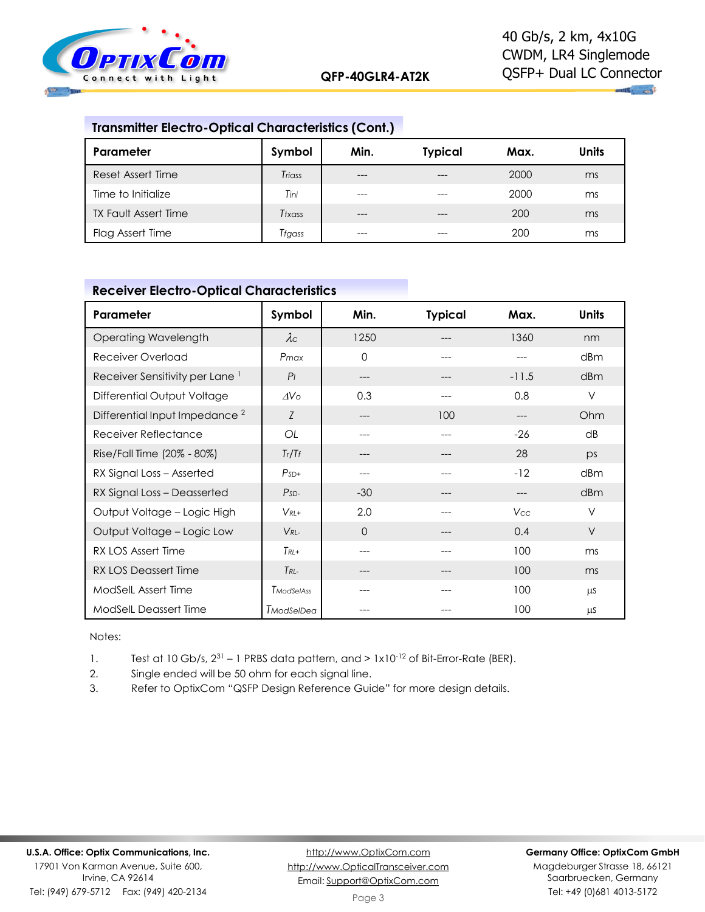## Transmitter Electro-Optical Characteristics (Cont.)

| Parameter | Symbol | Min. | Typical | Max. | Units |
|---|---|---|---|---|---|
| Reset Assert Time | $T_{riass}$ | --- | --- | 2000 | ms |
| Time to Initialize | $T_{ini}$ | --- | --- | 2000 | ms |
| TX Fault Assert Time | $T_{txass}$ | --- | --- | 200 | ms |
| Flag Assert Time | $T_{fgass}$ | --- | --- | 200 | ms |

## Receiver Electro-Optical Characteristics

| Parameter | Symbol | Min. | Typical | Max. | Units |
|---|---|---|---|---|---|
| Operating Wavelength | $\lambda_c$ | 1250 | --- | 1360 | nm |
| Receiver Overload | $P_{max}$ | 0 | --- | --- | dBm |
| Receiver Sensitivity per Lane [1] | $P_l$ | --- | --- | -11.5 | dBm |
| Differential Output Voltage | $\Delta V_o$ | 0.3 | --- | 0.8 | V |
| Differential Input Impedance [2] | $Z$ | --- | 100 | --- | Ohm |
| Receiver Reflectance | $OL$ | --- | --- | -26 | dB |
| Rise/Fall Time (20% - 80%) | $T_r/T_f$ | --- | --- | 28 | ps |
| RX Signal Loss – Asserted | $P_{SD+}$ | --- | --- | -12 | dBm |
| RX Signal Loss – Deasserted | $P_{SD-}$ | -30 | --- | --- | dBm |
| Output Voltage – Logic High | $V_{RL+}$ | 2.0 | --- | $V_{cc}$ | V |
| Output Voltage – Logic Low | $V_{RL-}$ | 0 | --- | 0.4 | V |
| RX LOS Assert Time | $T_{RL+}$ | --- | --- | 100 | ms |
| RX LOS Deassert Time | $T_{RL-}$ | --- | --- | 100 | ms |
| ModSelL Assert Time | $T_{ModSelAss}$ | --- | --- | 100 | µs |
| ModSelL Deassert Time | $T_{ModSelDea}$ | --- | --- | 100 | µs |

Notes:

1. Test at 10 Gb/s, $2^{31} - 1$ PRBS data pattern, and > $1x10^{-12}$ of Bit-Error-Rate (BER).
2. Single ended will be 50 ohm for each signal line.
3. Refer to OptixCom "QSFP Design Reference Guide" for more design details.